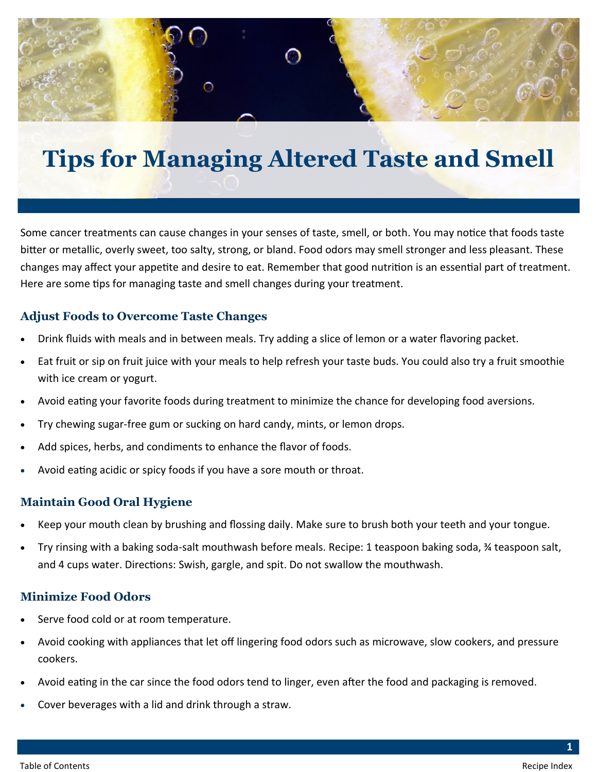# Tips for Managing Altered Taste and Smell

Some cancer treatments can cause changes in your senses of taste, smell, or both. You may notice that foods taste bitter or metallic, overly sweet, too salty, strong, or bland. Food odors may smell stronger and less pleasant. These changes may affect your appetite and desire to eat. Remember that good nutrition is an essential part of treatment. Here are some tips for managing taste and smell changes during your treatment.

## Adjust Foods to Overcome Taste Changes

- Drink fluids with meals and in between meals. Try adding a slice of lemon or a water flavoring packet.
- Eat fruit or sip on fruit juice with your meals to help refresh your taste buds. You could also try a fruit smoothie with ice cream or yogurt.
- Avoid eating your favorite foods during treatment to minimize the chance for developing food aversions.
- Try chewing sugar-free gum or sucking on hard candy, mints, or lemon drops.
- Add spices, herbs, and condiments to enhance the flavor of foods.
- Avoid eating acidic or spicy foods if you have a sore mouth or throat.

## Maintain Good Oral Hygiene

- Keep your mouth clean by brushing and flossing daily. Make sure to brush both your teeth and your tongue.
- Try rinsing with a baking soda-salt mouthwash before meals. Recipe: 1 teaspoon baking soda, ¾ teaspoon salt, and 4 cups water. Directions: Swish, gargle, and spit. Do not swallow the mouthwash.

## Minimize Food Odors

- Serve food cold or at room temperature.
- Avoid cooking with appliances that let off lingering food odors such as microwave, slow cookers, and pressure cookers.
- Avoid eating in the car since the food odors tend to linger, even after the food and packaging is removed.
- Cover beverages with a lid and drink through a straw.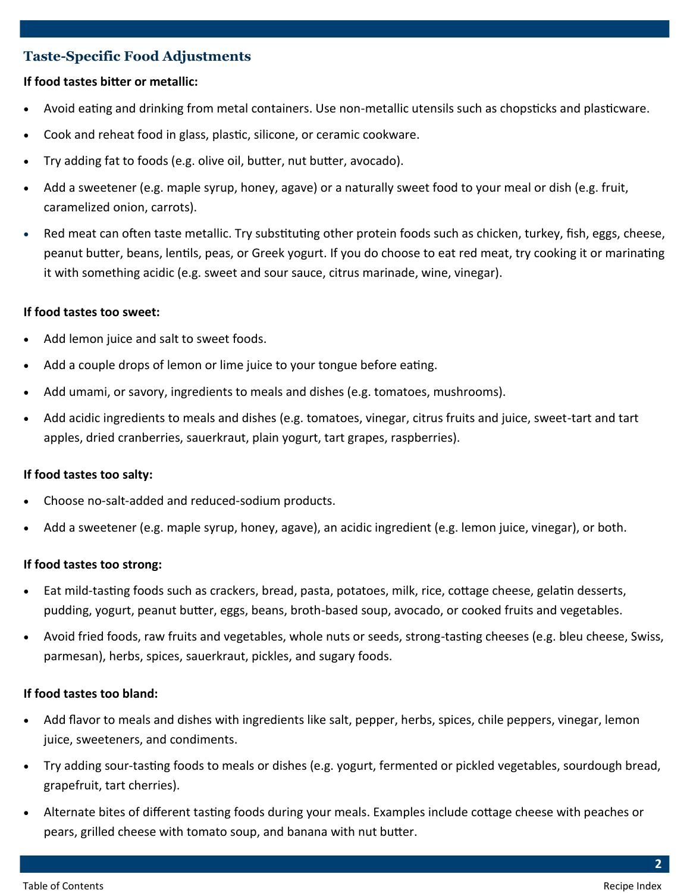## Taste-Specific Food Adjustments

**If food tastes bitter or metallic:**

- Avoid eating and drinking from metal containers. Use non-metallic utensils such as chopsticks and plasticware.
- Cook and reheat food in glass, plastic, silicone, or ceramic cookware.
- Try adding fat to foods (e.g. olive oil, butter, nut butter, avocado).
- Add a sweetener (e.g. maple syrup, honey, agave) or a naturally sweet food to your meal or dish (e.g. fruit, caramelized onion, carrots).
- Red meat can often taste metallic. Try substituting other protein foods such as chicken, turkey, fish, eggs, cheese, peanut butter, beans, lentils, peas, or Greek yogurt. If you do choose to eat red meat, try cooking it or marinating it with something acidic (e.g. sweet and sour sauce, citrus marinade, wine, vinegar).

**If food tastes too sweet:**

- Add lemon juice and salt to sweet foods.
- Add a couple drops of lemon or lime juice to your tongue before eating.
- Add umami, or savory, ingredients to meals and dishes (e.g. tomatoes, mushrooms).
- Add acidic ingredients to meals and dishes (e.g. tomatoes, vinegar, citrus fruits and juice, sweet-tart and tart apples, dried cranberries, sauerkraut, plain yogurt, tart grapes, raspberries).

**If food tastes too salty:**

- Choose no-salt-added and reduced-sodium products.
- Add a sweetener (e.g. maple syrup, honey, agave), an acidic ingredient (e.g. lemon juice, vinegar), or both.

**If food tastes too strong:**

- Eat mild-tasting foods such as crackers, bread, pasta, potatoes, milk, rice, cottage cheese, gelatin desserts, pudding, yogurt, peanut butter, eggs, beans, broth-based soup, avocado, or cooked fruits and vegetables.
- Avoid fried foods, raw fruits and vegetables, whole nuts or seeds, strong-tasting cheeses (e.g. bleu cheese, Swiss, parmesan), herbs, spices, sauerkraut, pickles, and sugary foods.

**If food tastes too bland:**

- Add flavor to meals and dishes with ingredients like salt, pepper, herbs, spices, chile peppers, vinegar, lemon juice, sweeteners, and condiments.
- Try adding sour-tasting foods to meals or dishes (e.g. yogurt, fermented or pickled vegetables, sourdough bread, grapefruit, tart cherries).
- Alternate bites of different tasting foods during your meals. Examples include cottage cheese with peaches or pears, grilled cheese with tomato soup, and banana with nut butter.